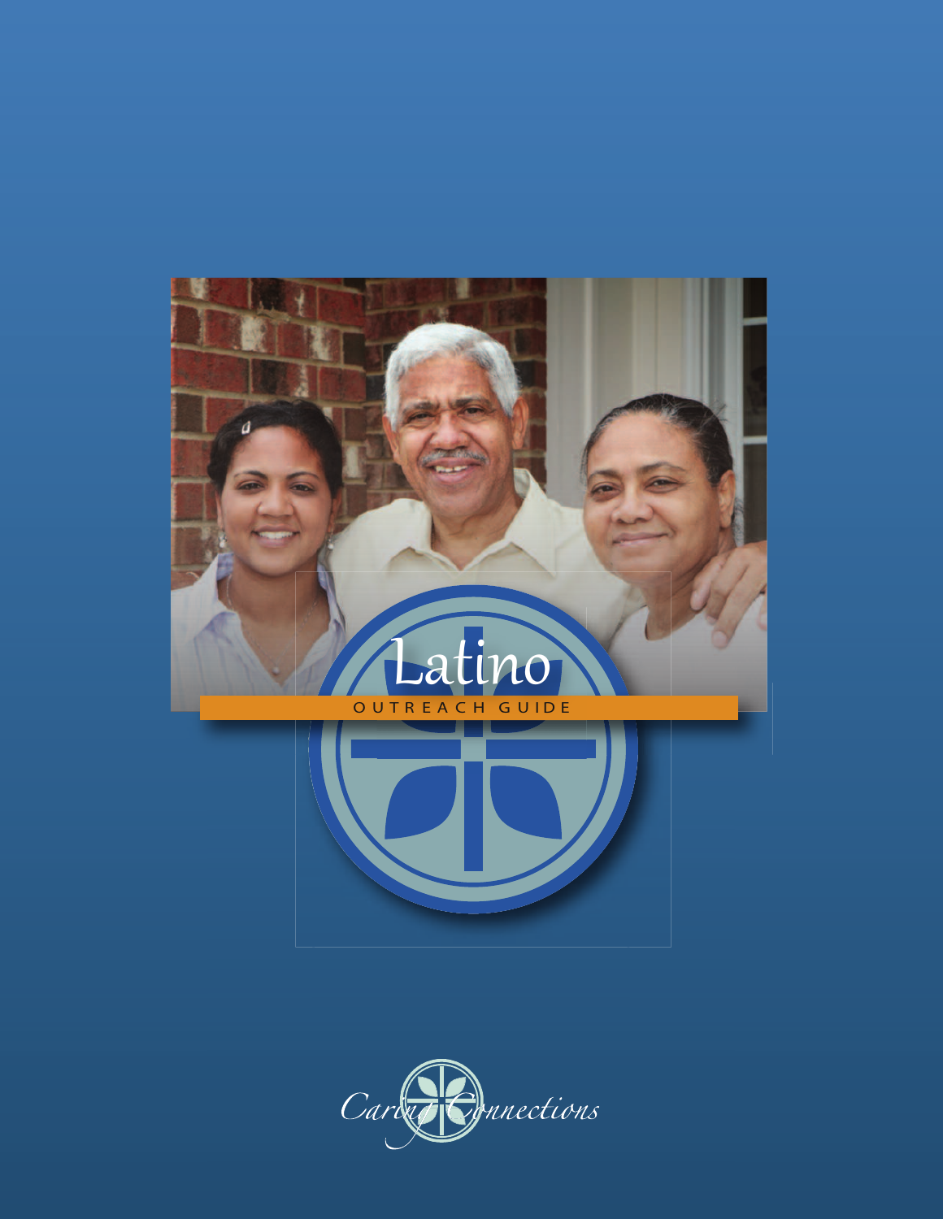# Latino

## OUTREACH GUIDE

Caring Connections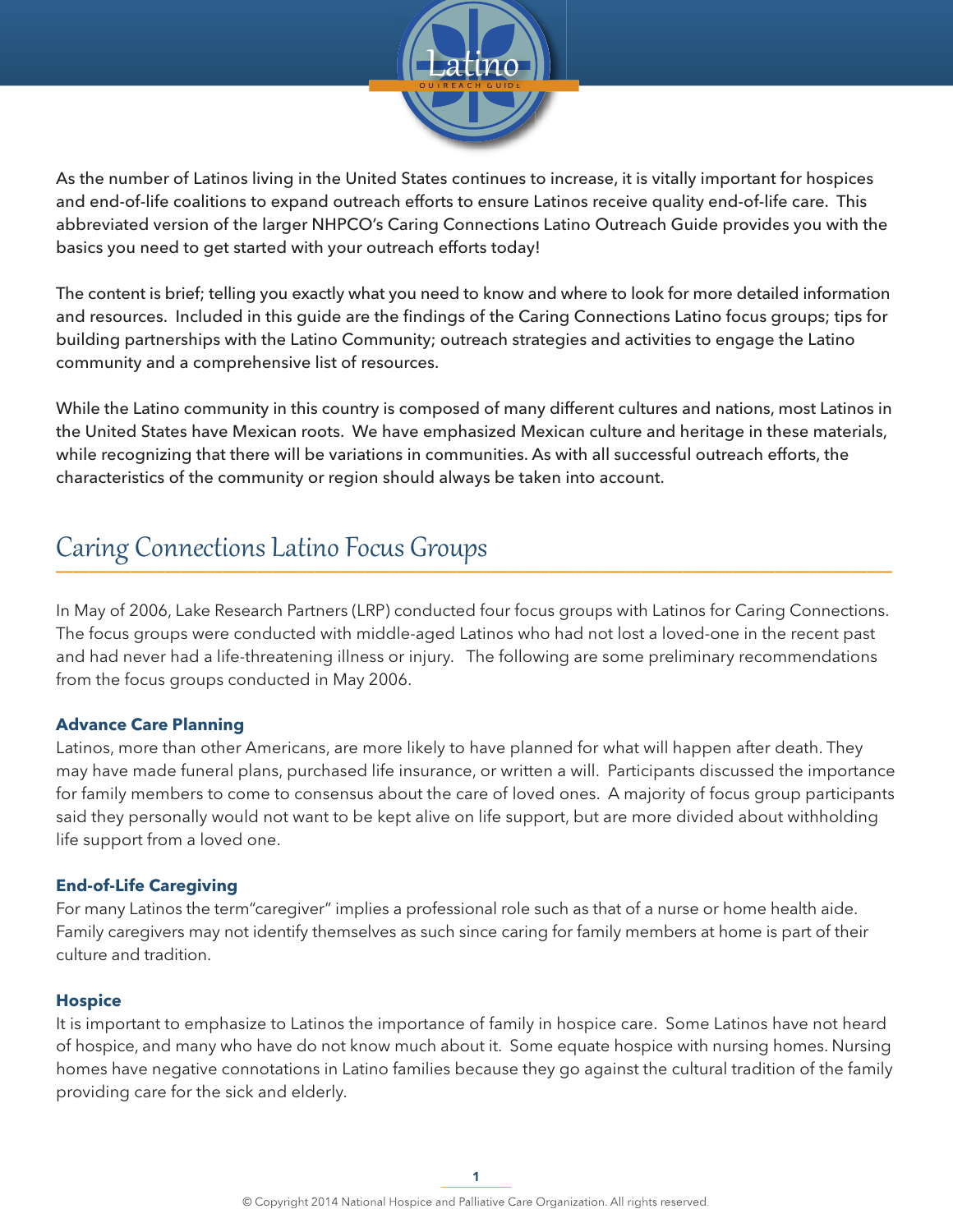As the number of Latinos living in the United States continues to increase, it is vitally important for hospices and end-of-life coalitions to expand outreach efforts to ensure Latinos receive quality end-of-life care. This abbreviated version of the larger NHPCO's Caring Connections Latino Outreach Guide provides you with the basics you need to get started with your outreach efforts today!

The content is brief; telling you exactly what you need to know and where to look for more detailed information and resources. Included in this guide are the findings of the Caring Connections Latino focus groups; tips for building partnerships with the Latino Community; outreach strategies and activities to engage the Latino community and a comprehensive list of resources.

While the Latino community in this country is composed of many different cultures and nations, most Latinos in the United States have Mexican roots. We have emphasized Mexican culture and heritage in these materials, while recognizing that there will be variations in communities. As with all successful outreach efforts, the characteristics of the community or region should always be taken into account.

## Caring Connections Latino Focus Groups

In May of 2006, Lake Research Partners (LRP) conducted four focus groups with Latinos for Caring Connections. The focus groups were conducted with middle-aged Latinos who had not lost a loved-one in the recent past and had never had a life-threatening illness or injury. The following are some preliminary recommendations from the focus groups conducted in May 2006.

### Advance Care Planning

Latinos, more than other Americans, are more likely to have planned for what will happen after death. They may have made funeral plans, purchased life insurance, or written a will. Participants discussed the importance for family members to come to consensus about the care of loved ones. A majority of focus group participants said they personally would not want to be kept alive on life support, but are more divided about withholding life support from a loved one.

### End-of-Life Caregiving

For many Latinos the term"caregiver" implies a professional role such as that of a nurse or home health aide. Family caregivers may not identify themselves as such since caring for family members at home is part of their culture and tradition.

### Hospice

It is important to emphasize to Latinos the importance of family in hospice care. Some Latinos have not heard of hospice, and many who have do not know much about it. Some equate hospice with nursing homes. Nursing homes have negative connotations in Latino families because they go against the cultural tradition of the family providing care for the sick and elderly.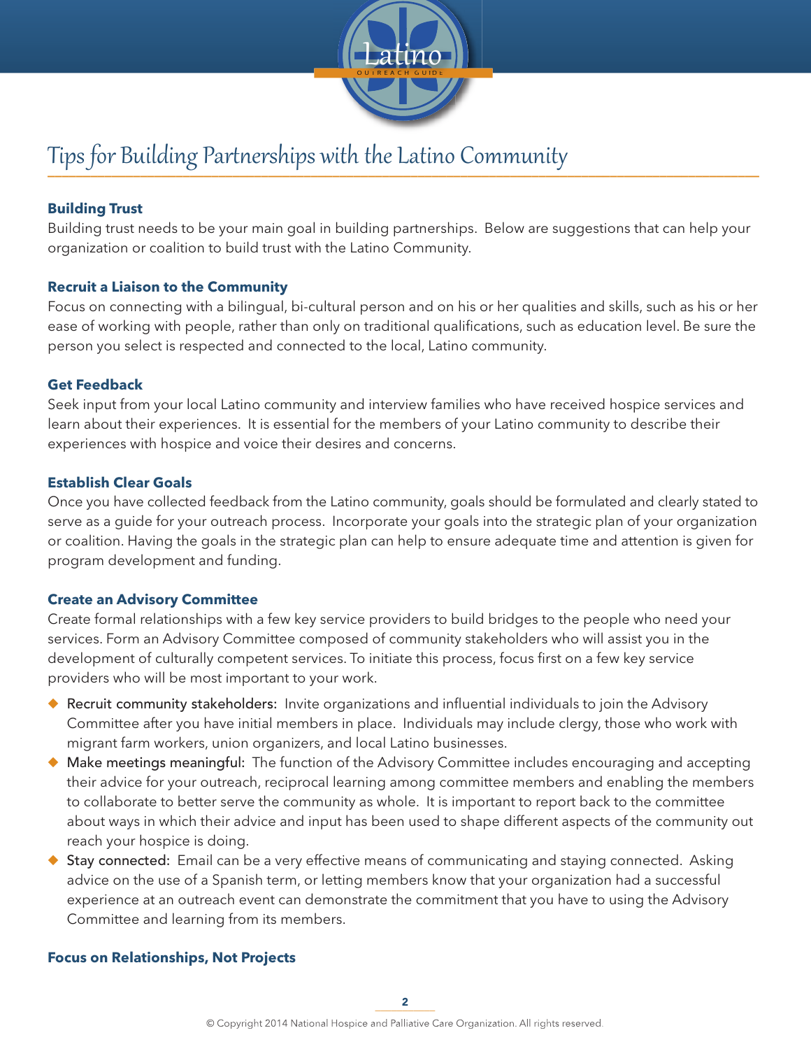# Tips for Building Partnerships with the Latino Community

### Building Trust

Building trust needs to be your main goal in building partnerships. Below are suggestions that can help your organization or coalition to build trust with the Latino Community.

### Recruit a Liaison to the Community

Focus on connecting with a bilingual, bi-cultural person and on his or her qualities and skills, such as his or her ease of working with people, rather than only on traditional qualifications, such as education level. Be sure the person you select is respected and connected to the local, Latino community.

### Get Feedback

Seek input from your local Latino community and interview families who have received hospice services and learn about their experiences. It is essential for the members of your Latino community to describe their experiences with hospice and voice their desires and concerns.

### Establish Clear Goals

Once you have collected feedback from the Latino community, goals should be formulated and clearly stated to serve as a guide for your outreach process. Incorporate your goals into the strategic plan of your organization or coalition. Having the goals in the strategic plan can help to ensure adequate time and attention is given for program development and funding.

### Create an Advisory Committee

Create formal relationships with a few key service providers to build bridges to the people who need your services. Form an Advisory Committee composed of community stakeholders who will assist you in the development of culturally competent services. To initiate this process, focus first on a few key service providers who will be most important to your work.

- Recruit community stakeholders: Invite organizations and influential individuals to join the Advisory Committee after you have initial members in place. Individuals may include clergy, those who work with migrant farm workers, union organizers, and local Latino businesses.
- Make meetings meaningful: The function of the Advisory Committee includes encouraging and accepting their advice for your outreach, reciprocal learning among committee members and enabling the members to collaborate to better serve the community as whole. It is important to report back to the committee about ways in which their advice and input has been used to shape different aspects of the community out reach your hospice is doing.
- Stay connected: Email can be a very effective means of communicating and staying connected. Asking advice on the use of a Spanish term, or letting members know that your organization had a successful experience at an outreach event can demonstrate the commitment that you have to using the Advisory Committee and learning from its members.

### Focus on Relationships, Not Projects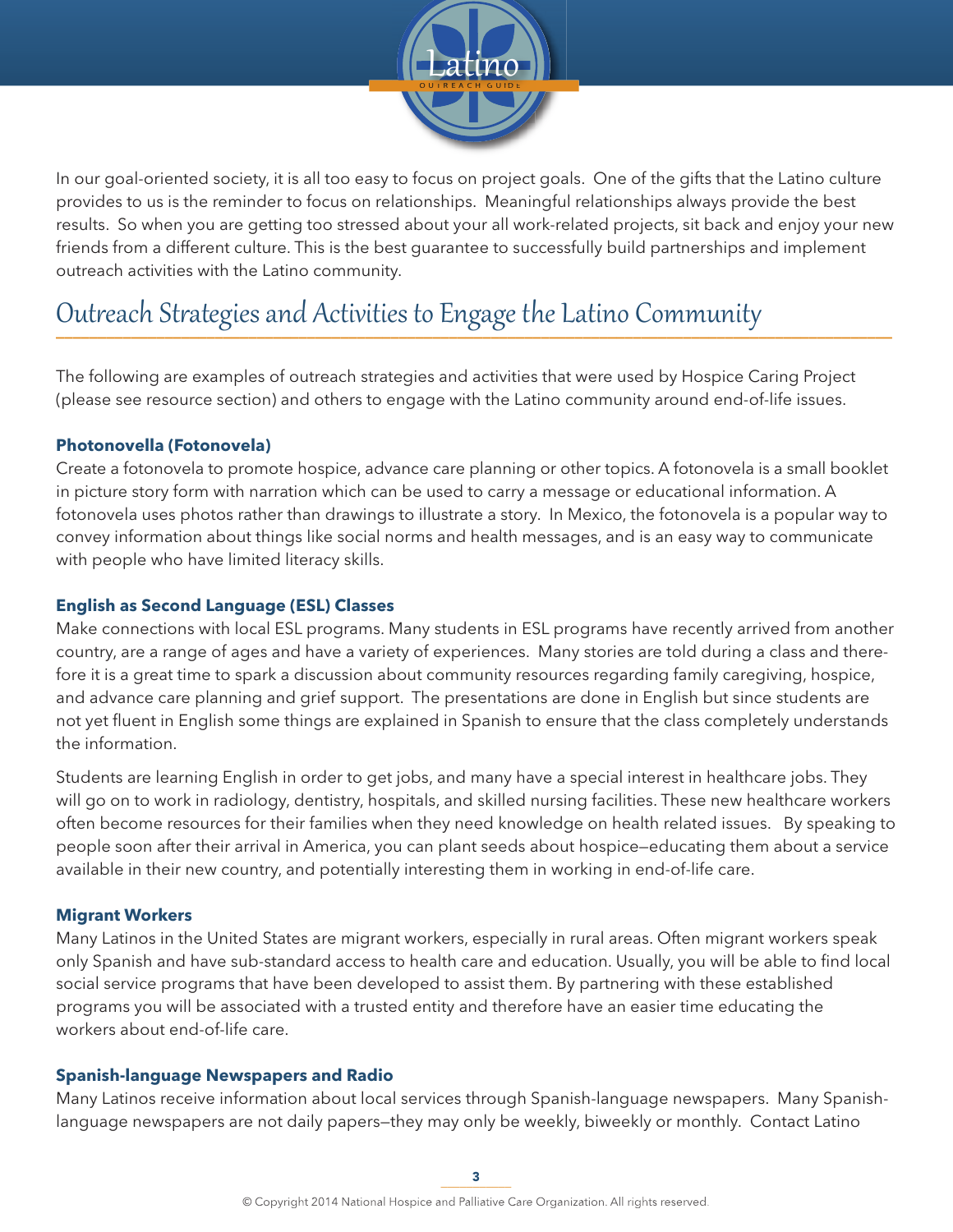In our goal-oriented society, it is all too easy to focus on project goals. One of the gifts that the Latino culture provides to us is the reminder to focus on relationships. Meaningful relationships always provide the best results. So when you are getting too stressed about your all work-related projects, sit back and enjoy your new friends from a different culture. This is the best guarantee to successfully build partnerships and implement outreach activities with the Latino community.

## Outreach Strategies and Activities to Engage the Latino Community

The following are examples of outreach strategies and activities that were used by Hospice Caring Project (please see resource section) and others to engage with the Latino community around end-of-life issues.

### Photonovella (Fotonovela)

Create a fotonovela to promote hospice, advance care planning or other topics. A fotonovela is a small booklet in picture story form with narration which can be used to carry a message or educational information. A fotonovela uses photos rather than drawings to illustrate a story. In Mexico, the fotonovela is a popular way to convey information about things like social norms and health messages, and is an easy way to communicate with people who have limited literacy skills.

### English as Second Language (ESL) Classes

Make connections with local ESL programs. Many students in ESL programs have recently arrived from another country, are a range of ages and have a variety of experiences. Many stories are told during a class and therefore it is a great time to spark a discussion about community resources regarding family caregiving, hospice, and advance care planning and grief support. The presentations are done in English but since students are not yet fluent in English some things are explained in Spanish to ensure that the class completely understands the information.

Students are learning English in order to get jobs, and many have a special interest in healthcare jobs. They will go on to work in radiology, dentistry, hospitals, and skilled nursing facilities. These new healthcare workers often become resources for their families when they need knowledge on health related issues. By speaking to people soon after their arrival in America, you can plant seeds about hospice—educating them about a service available in their new country, and potentially interesting them in working in end-of-life care.

### Migrant Workers

Many Latinos in the United States are migrant workers, especially in rural areas. Often migrant workers speak only Spanish and have sub-standard access to health care and education. Usually, you will be able to find local social service programs that have been developed to assist them. By partnering with these established programs you will be associated with a trusted entity and therefore have an easier time educating the workers about end-of-life care.

### Spanish-language Newspapers and Radio

Many Latinos receive information about local services through Spanish-language newspapers. Many Spanish-language newspapers are not daily papers—they may only be weekly, biweekly or monthly. Contact Latino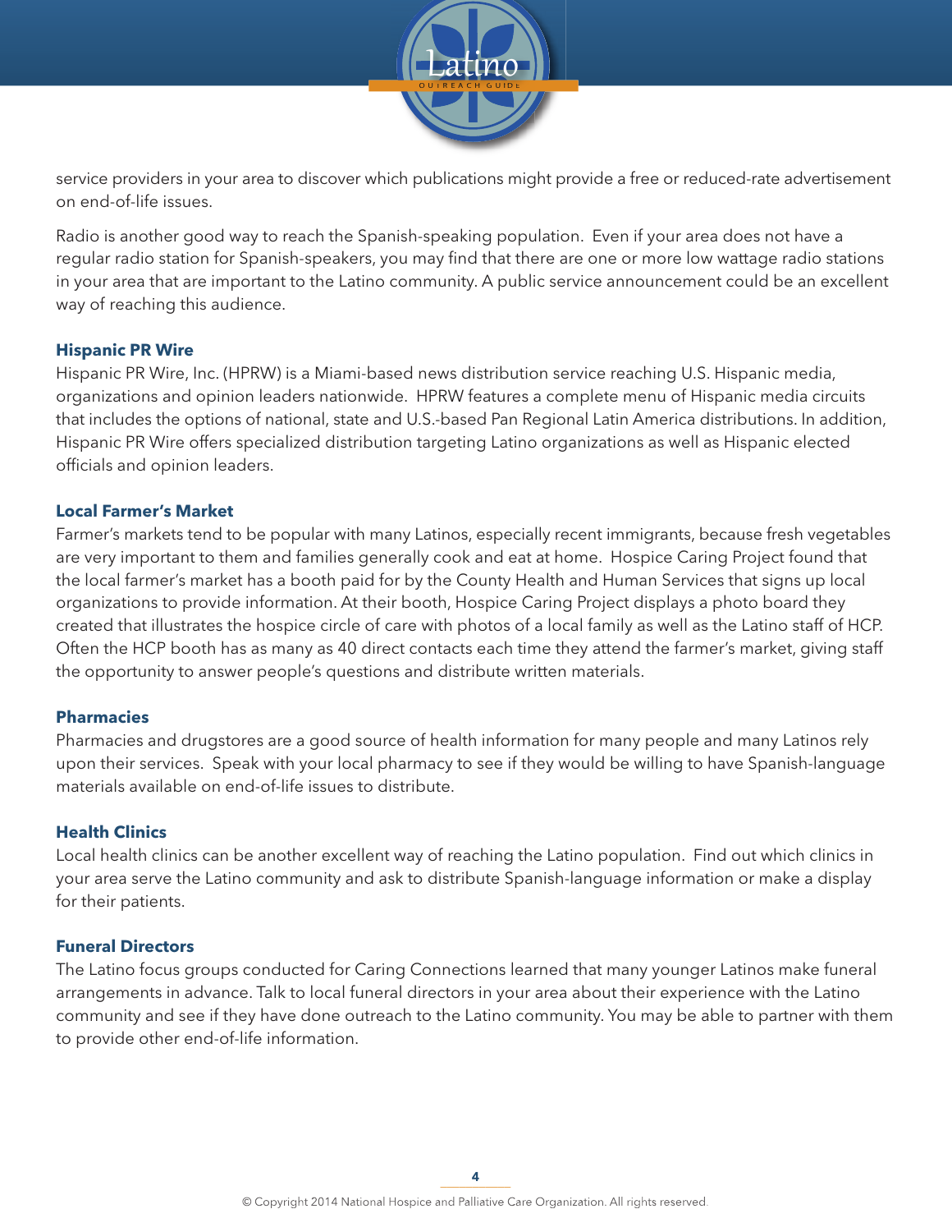service providers in your area to discover which publications might provide a free or reduced-rate advertisement on end-of-life issues.

Radio is another good way to reach the Spanish-speaking population. Even if your area does not have a regular radio station for Spanish-speakers, you may find that there are one or more low wattage radio stations in your area that are important to the Latino community. A public service announcement could be an excellent way of reaching this audience.

### Hispanic PR Wire

Hispanic PR Wire, Inc. (HPRW) is a Miami-based news distribution service reaching U.S. Hispanic media, organizations and opinion leaders nationwide. HPRW features a complete menu of Hispanic media circuits that includes the options of national, state and U.S.-based Pan Regional Latin America distributions. In addition, Hispanic PR Wire offers specialized distribution targeting Latino organizations as well as Hispanic elected officials and opinion leaders.

### Local Farmer's Market

Farmer's markets tend to be popular with many Latinos, especially recent immigrants, because fresh vegetables are very important to them and families generally cook and eat at home. Hospice Caring Project found that the local farmer's market has a booth paid for by the County Health and Human Services that signs up local organizations to provide information. At their booth, Hospice Caring Project displays a photo board they created that illustrates the hospice circle of care with photos of a local family as well as the Latino staff of HCP. Often the HCP booth has as many as 40 direct contacts each time they attend the farmer's market, giving staff the opportunity to answer people's questions and distribute written materials.

### Pharmacies

Pharmacies and drugstores are a good source of health information for many people and many Latinos rely upon their services. Speak with your local pharmacy to see if they would be willing to have Spanish-language materials available on end-of-life issues to distribute.

### Health Clinics

Local health clinics can be another excellent way of reaching the Latino population. Find out which clinics in your area serve the Latino community and ask to distribute Spanish-language information or make a display for their patients.

### Funeral Directors

The Latino focus groups conducted for Caring Connections learned that many younger Latinos make funeral arrangements in advance. Talk to local funeral directors in your area about their experience with the Latino community and see if they have done outreach to the Latino community. You may be able to partner with them to provide other end-of-life information.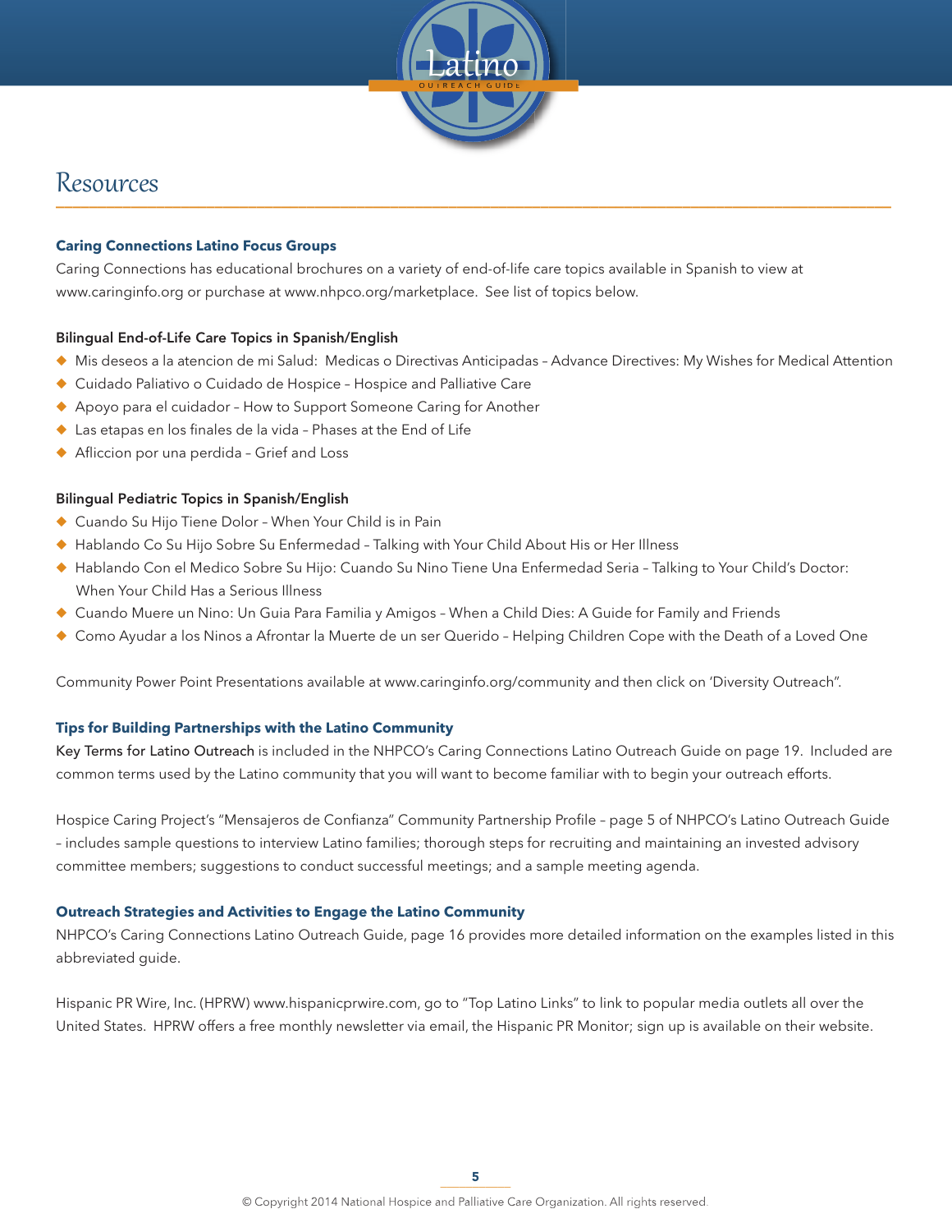# Resources

## Caring Connections Latino Focus Groups

Caring Connections has educational brochures on a variety of end-of-life care topics available in Spanish to view at www.caringinfo.org or purchase at www.nhpco.org/marketplace. See list of topics below.

### Bilingual End-of-Life Care Topics in Spanish/English

- Mis deseos a la atencion de mi Salud: Medicas o Directivas Anticipadas – Advance Directives: My Wishes for Medical Attention
- Cuidado Paliativo o Cuidado de Hospice – Hospice and Palliative Care
- Apoyo para el cuidador – How to Support Someone Caring for Another
- Las etapas en los finales de la vida – Phases at the End of Life
- Afliccion por una perdida – Grief and Loss

### Bilingual Pediatric Topics in Spanish/English

- Cuando Su Hijo Tiene Dolor – When Your Child is in Pain
- Hablando Co Su Hijo Sobre Su Enfermedad – Talking with Your Child About His or Her Illness
- Hablando Con el Medico Sobre Su Hijo: Cuando Su Nino Tiene Una Enfermedad Seria – Talking to Your Child's Doctor: When Your Child Has a Serious Illness
- Cuando Muere un Nino: Un Guia Para Familia y Amigos – When a Child Dies: A Guide for Family and Friends
- Como Ayudar a los Ninos a Afrontar la Muerte de un ser Querido – Helping Children Cope with the Death of a Loved One

Community Power Point Presentations available at www.caringinfo.org/community and then click on 'Diversity Outreach".

## Tips for Building Partnerships with the Latino Community

Key Terms for Latino Outreach is included in the NHPCO's Caring Connections Latino Outreach Guide on page 19. Included are common terms used by the Latino community that you will want to become familiar with to begin your outreach efforts.

Hospice Caring Project's "Mensajeros de Confianza" Community Partnership Profile – page 5 of NHPCO's Latino Outreach Guide – includes sample questions to interview Latino families; thorough steps for recruiting and maintaining an invested advisory committee members; suggestions to conduct successful meetings; and a sample meeting agenda.

## Outreach Strategies and Activities to Engage the Latino Community

NHPCO's Caring Connections Latino Outreach Guide, page 16 provides more detailed information on the examples listed in this abbreviated guide.

Hispanic PR Wire, Inc. (HPRW) www.hispanicprwire.com, go to "Top Latino Links" to link to popular media outlets all over the United States. HPRW offers a free monthly newsletter via email, the Hispanic PR Monitor; sign up is available on their website.

© Copyright 2014 National Hospice and Palliative Care Organization. All rights reserved.